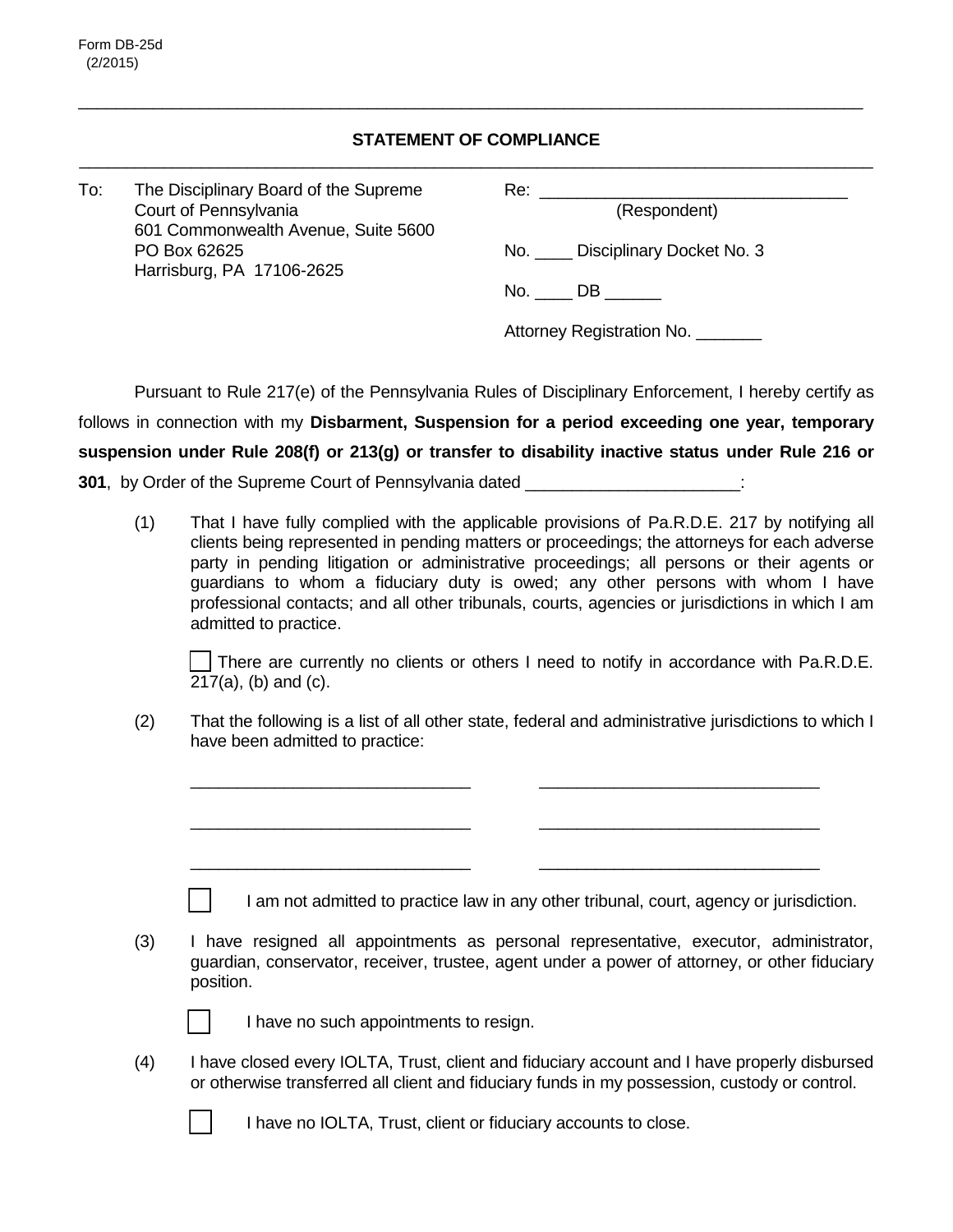Form DB-25d
(2/2015)

---

## STATEMENT OF COMPLIANCE

---

To: The Disciplinary Board of the Supreme Court of Pennsylvania
601 Commonwealth Avenue, Suite 5600
PO Box 62625
Harrisburg, PA 17106-2625

Re: ________________________________
(Respondent)

No. ____ Disciplinary Docket No. 3

No. ____ DB ______

Attorney Registration No. _______

Pursuant to Rule 217(e) of the Pennsylvania Rules of Disciplinary Enforcement, I hereby certify as follows in connection with my **Disbarment, Suspension for a period exceeding one year, temporary suspension under Rule 208(f) or 213(g) or transfer to disability inactive status under Rule 216 or 301**, by Order of the Supreme Court of Pennsylvania dated ______________________:

(1) That I have fully complied with the applicable provisions of Pa.R.D.E. 217 by notifying all clients being represented in pending matters or proceedings; the attorneys for each adverse party in pending litigation or administrative proceedings; all persons or their agents or guardians to whom a fiduciary duty is owed; any other persons with whom I have professional contacts; and all other tribunals, courts, agencies or jurisdictions in which I am admitted to practice.

☐ There are currently no clients or others I need to notify in accordance with Pa.R.D.E. 217(a), (b) and (c).

(2) That the following is a list of all other state, federal and administrative jurisdictions to which I have been admitted to practice:

______________________________ ______________________________

______________________________ ______________________________

______________________________ ______________________________

☐ I am not admitted to practice law in any other tribunal, court, agency or jurisdiction.

(3) I have resigned all appointments as personal representative, executor, administrator, guardian, conservator, receiver, trustee, agent under a power of attorney, or other fiduciary position.

☐ I have no such appointments to resign.

(4) I have closed every IOLTA, Trust, client and fiduciary account and I have properly disbursed or otherwise transferred all client and fiduciary funds in my possession, custody or control.

☐ I have no IOLTA, Trust, client or fiduciary accounts to close.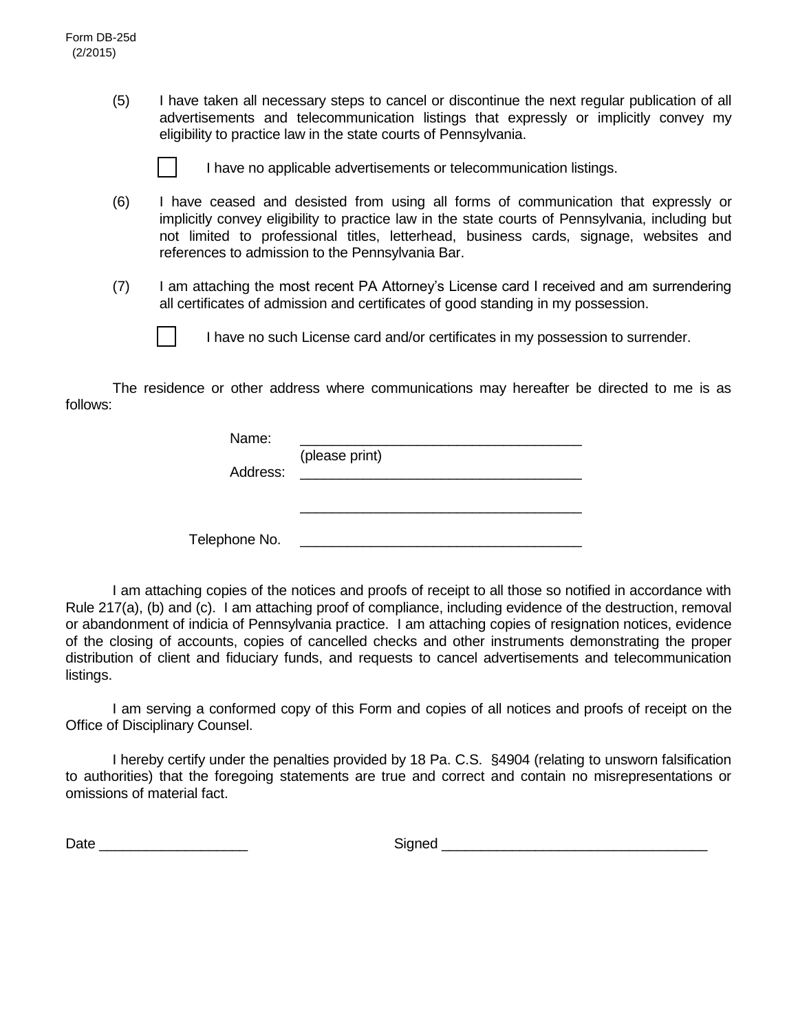(5) I have taken all necessary steps to cancel or discontinue the next regular publication of all advertisements and telecommunication listings that expressly or implicitly convey my eligibility to practice law in the state courts of Pennsylvania.

☐ I have no applicable advertisements or telecommunication listings.

(6) I have ceased and desisted from using all forms of communication that expressly or implicitly convey eligibility to practice law in the state courts of Pennsylvania, including but not limited to professional titles, letterhead, business cards, signage, websites and references to admission to the Pennsylvania Bar.

(7) I am attaching the most recent PA Attorney's License card I received and am surrendering all certificates of admission and certificates of good standing in my possession.

☐ I have no such License card and/or certificates in my possession to surrender.

The residence or other address where communications may hereafter be directed to me is as follows:

Name: ____________________________________
(please print)

Address: ____________________________________

____________________________________

Telephone No. ____________________________________

I am attaching copies of the notices and proofs of receipt to all those so notified in accordance with Rule 217(a), (b) and (c). I am attaching proof of compliance, including evidence of the destruction, removal or abandonment of indicia of Pennsylvania practice. I am attaching copies of resignation notices, evidence of the closing of accounts, copies of cancelled checks and other instruments demonstrating the proper distribution of client and fiduciary funds, and requests to cancel advertisements and telecommunication listings.

I am serving a conformed copy of this Form and copies of all notices and proofs of receipt on the Office of Disciplinary Counsel.

I hereby certify under the penalties provided by 18 Pa. C.S. §4904 (relating to unsworn falsification to authorities) that the foregoing statements are true and correct and contain no misrepresentations or omissions of material fact.

Date ___________________ Signed _________________________________